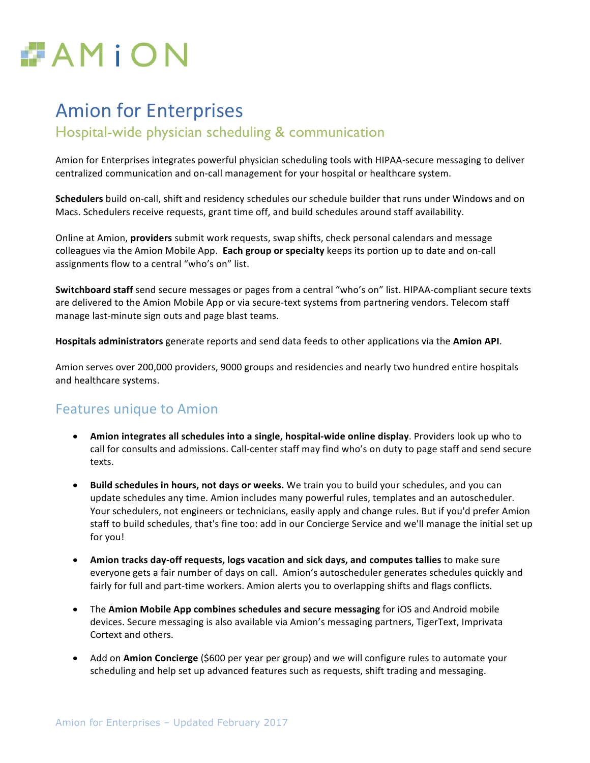AMiON

# Amion for Enterprises

## Hospital-wide physician scheduling & communication

Amion for Enterprises integrates powerful physician scheduling tools with HIPAA-secure messaging to deliver centralized communication and on-call management for your hospital or healthcare system.

**Schedulers** build on-call, shift and residency schedules our schedule builder that runs under Windows and on Macs. Schedulers receive requests, grant time off, and build schedules around staff availability.

Online at Amion, **providers** submit work requests, swap shifts, check personal calendars and message colleagues via the Amion Mobile App. **Each group or specialty** keeps its portion up to date and on-call assignments flow to a central "who's on" list.

**Switchboard staff** send secure messages or pages from a central "who's on" list. HIPAA-compliant secure texts are delivered to the Amion Mobile App or via secure-text systems from partnering vendors. Telecom staff manage last-minute sign outs and page blast teams.

**Hospitals administrators** generate reports and send data feeds to other applications via the **Amion API**.

Amion serves over 200,000 providers, 9000 groups and residencies and nearly two hundred entire hospitals and healthcare systems.

## Features unique to Amion

- **Amion integrates all schedules into a single, hospital-wide online display**. Providers look up who to call for consults and admissions. Call-center staff may find who's on duty to page staff and send secure texts.
- **Build schedules in hours, not days or weeks.** We train you to build your schedules, and you can update schedules any time. Amion includes many powerful rules, templates and an autoscheduler. Your schedulers, not engineers or technicians, easily apply and change rules. But if you'd prefer Amion staff to build schedules, that's fine too: add in our Concierge Service and we'll manage the initial set up for you!
- **Amion tracks day-off requests, logs vacation and sick days, and computes tallies** to make sure everyone gets a fair number of days on call. Amion's autoscheduler generates schedules quickly and fairly for full and part-time workers. Amion alerts you to overlapping shifts and flags conflicts.
- The **Amion Mobile App combines schedules and secure messaging** for iOS and Android mobile devices. Secure messaging is also available via Amion's messaging partners, TigerText, Imprivata Cortext and others.
- Add on **Amion Concierge** ($600 per year per group) and we will configure rules to automate your scheduling and help set up advanced features such as requests, shift trading and messaging.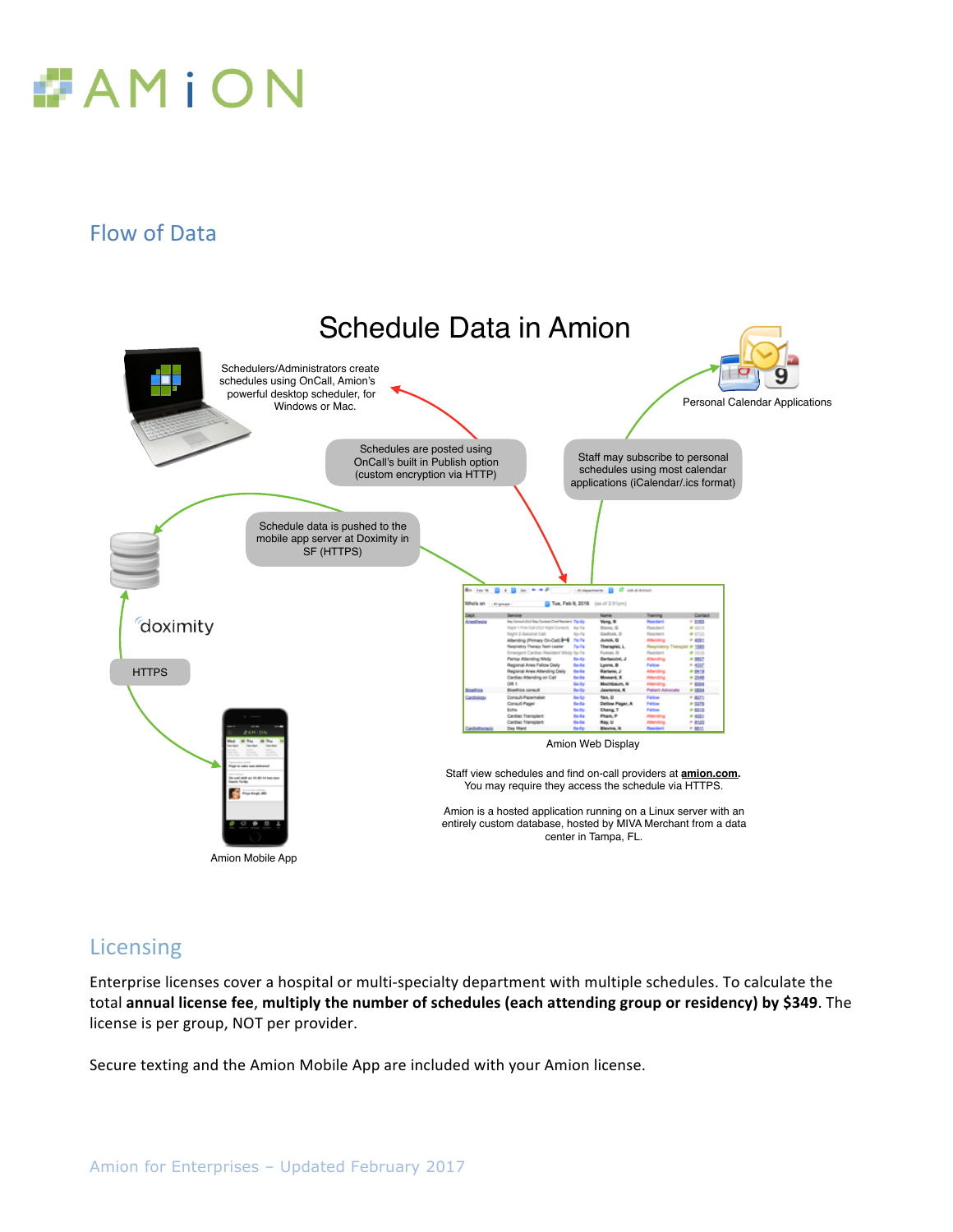# AMiON

## Flow of Data

Schedule Data in Amion

Schedulers/Administrators create schedules using OnCall, Amion's powerful desktop scheduler, for Windows or Mac.

Schedules are posted using OnCall's built in Publish option (custom encryption via HTTP)

Staff may subscribe to personal schedules using most calendar applications (iCalendar/.ics format)

Personal Calendar Applications

Schedule data is pushed to the mobile app server at Doximity in SF (HTTPS)

doximity

HTTPS

Amion Web Display

Amion Mobile App

Staff view schedules and find on-call providers at **amion.com**. You may require they access the schedule via HTTPS.

Amion is a hosted application running on a Linux server with an entirely custom database, hosted by MIVA Merchant from a data center in Tampa, FL.

## Licensing

Enterprise licenses cover a hospital or multi-specialty department with multiple schedules. To calculate the total **annual license fee**, **multiply the number of schedules (each attending group or residency) by $349**. The license is per group, NOT per provider.

Secure texting and the Amion Mobile App are included with your Amion license.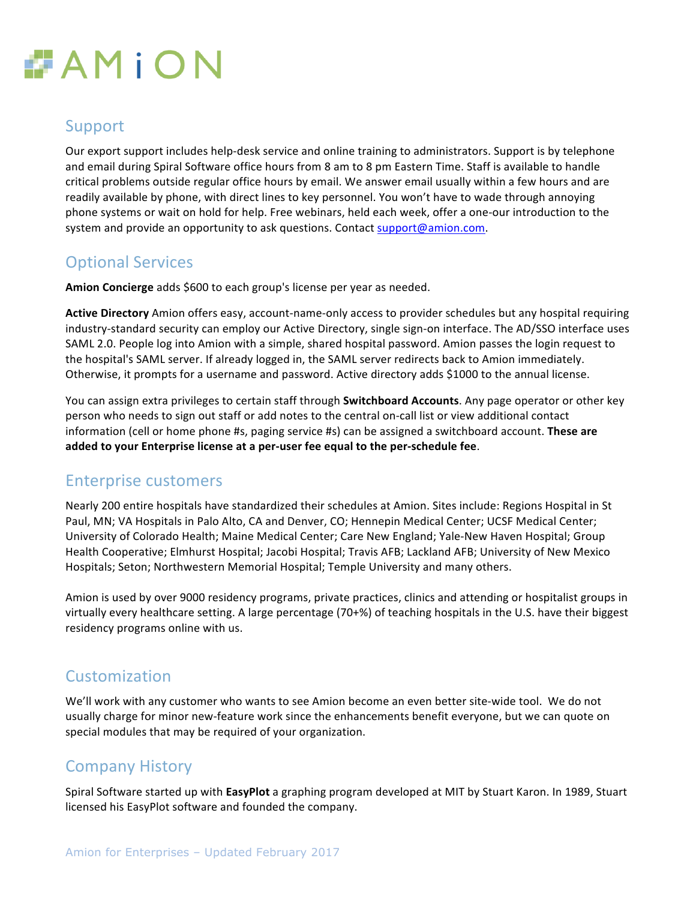# AMiON

## Support

Our export support includes help-desk service and online training to administrators. Support is by telephone and email during Spiral Software office hours from 8 am to 8 pm Eastern Time. Staff is available to handle critical problems outside regular office hours by email. We answer email usually within a few hours and are readily available by phone, with direct lines to key personnel. You won't have to wade through annoying phone systems or wait on hold for help. Free webinars, held each week, offer a one-our introduction to the system and provide an opportunity to ask questions. Contact [support@amion.com](mailto:support@amion.com).

## Optional Services

**Amion Concierge** adds $600 to each group's license per year as needed.

**Active Directory** Amion offers easy, account-name-only access to provider schedules but any hospital requiring industry-standard security can employ our Active Directory, single sign-on interface. The AD/SSO interface uses SAML 2.0. People log into Amion with a simple, shared hospital password. Amion passes the login request to the hospital's SAML server. If already logged in, the SAML server redirects back to Amion immediately. Otherwise, it prompts for a username and password. Active directory adds $1000 to the annual license.

You can assign extra privileges to certain staff through **Switchboard Accounts**. Any page operator or other key person who needs to sign out staff or add notes to the central on-call list or view additional contact information (cell or home phone #s, paging service #s) can be assigned a switchboard account. **These are added to your Enterprise license at a per-user fee equal to the per-schedule fee**.

## Enterprise customers

Nearly 200 entire hospitals have standardized their schedules at Amion. Sites include: Regions Hospital in St Paul, MN; VA Hospitals in Palo Alto, CA and Denver, CO; Hennepin Medical Center; UCSF Medical Center; University of Colorado Health; Maine Medical Center; Care New England; Yale-New Haven Hospital; Group Health Cooperative; Elmhurst Hospital; Jacobi Hospital; Travis AFB; Lackland AFB; University of New Mexico Hospitals; Seton; Northwestern Memorial Hospital; Temple University and many others.

Amion is used by over 9000 residency programs, private practices, clinics and attending or hospitalist groups in virtually every healthcare setting. A large percentage (70+%) of teaching hospitals in the U.S. have their biggest residency programs online with us.

## Customization

We'll work with any customer who wants to see Amion become an even better site-wide tool. We do not usually charge for minor new-feature work since the enhancements benefit everyone, but we can quote on special modules that may be required of your organization.

## Company History

Spiral Software started up with **EasyPlot** a graphing program developed at MIT by Stuart Karon. In 1989, Stuart licensed his EasyPlot software and founded the company.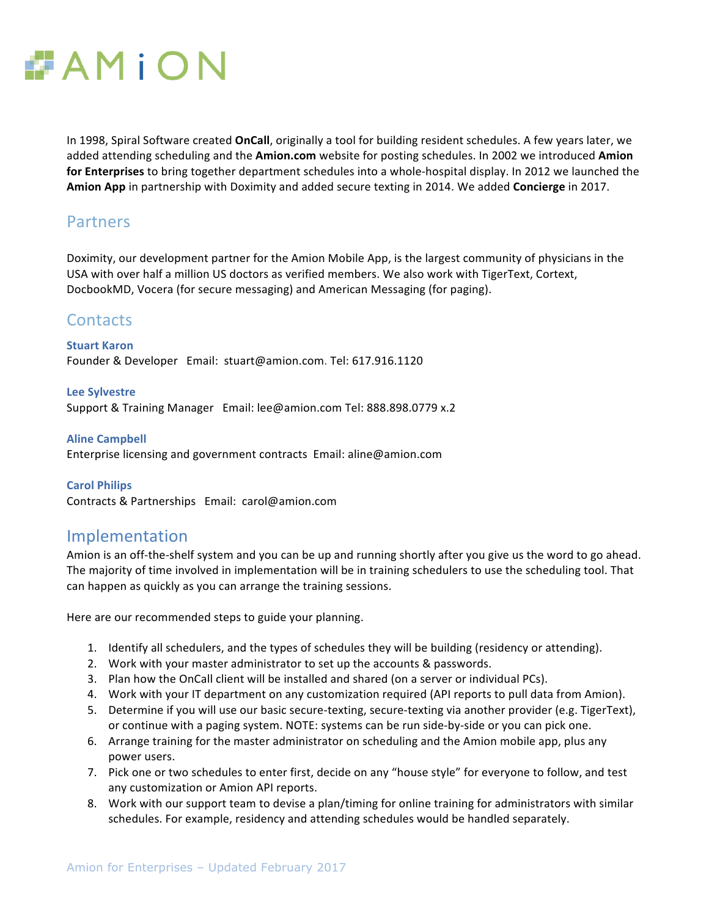# AMiON

In 1998, Spiral Software created **OnCall**, originally a tool for building resident schedules. A few years later, we added attending scheduling and the **Amion.com** website for posting schedules. In 2002 we introduced **Amion for Enterprises** to bring together department schedules into a whole-hospital display. In 2012 we launched the **Amion App** in partnership with Doximity and added secure texting in 2014. We added **Concierge** in 2017.

## Partners

Doximity, our development partner for the Amion Mobile App, is the largest community of physicians in the USA with over half a million US doctors as verified members. We also work with TigerText, Cortext, DocbookMD, Vocera (for secure messaging) and American Messaging (for paging).

## Contacts

**Stuart Karon**
Founder & Developer Email: stuart@amion.com. Tel: 617.916.1120

**Lee Sylvestre**
Support & Training Manager Email: lee@amion.com Tel: 888.898.0779 x.2

**Aline Campbell**
Enterprise licensing and government contracts Email: aline@amion.com

**Carol Philips**
Contracts & Partnerships Email: carol@amion.com

## Implementation

Amion is an off-the-shelf system and you can be up and running shortly after you give us the word to go ahead. The majority of time involved in implementation will be in training schedulers to use the scheduling tool. That can happen as quickly as you can arrange the training sessions.

Here are our recommended steps to guide your planning.

1. Identify all schedulers, and the types of schedules they will be building (residency or attending).
2. Work with your master administrator to set up the accounts & passwords.
3. Plan how the OnCall client will be installed and shared (on a server or individual PCs).
4. Work with your IT department on any customization required (API reports to pull data from Amion).
5. Determine if you will use our basic secure-texting, secure-texting via another provider (e.g. TigerText), or continue with a paging system. NOTE: systems can be run side-by-side or you can pick one.
6. Arrange training for the master administrator on scheduling and the Amion mobile app, plus any power users.
7. Pick one or two schedules to enter first, decide on any "house style" for everyone to follow, and test any customization or Amion API reports.
8. Work with our support team to devise a plan/timing for online training for administrators with similar schedules. For example, residency and attending schedules would be handled separately.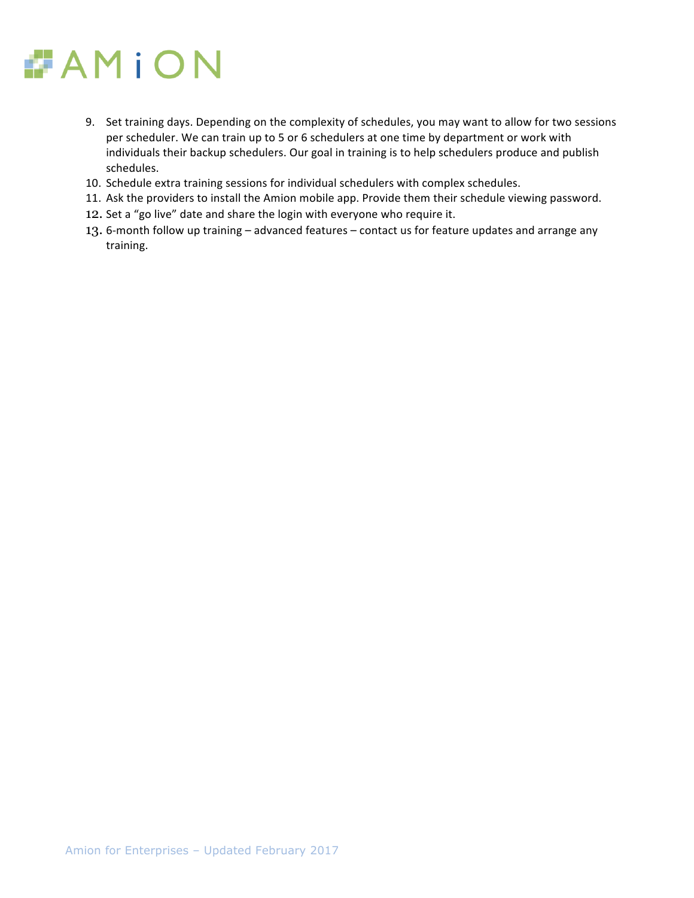9. Set training days. Depending on the complexity of schedules, you may want to allow for two sessions per scheduler. We can train up to 5 or 6 schedulers at one time by department or work with individuals their backup schedulers. Our goal in training is to help schedulers produce and publish schedules.
10. Schedule extra training sessions for individual schedulers with complex schedules.
11. Ask the providers to install the Amion mobile app. Provide them their schedule viewing password.
12. Set a "go live" date and share the login with everyone who require it.
13. 6-month follow up training – advanced features – contact us for feature updates and arrange any training.